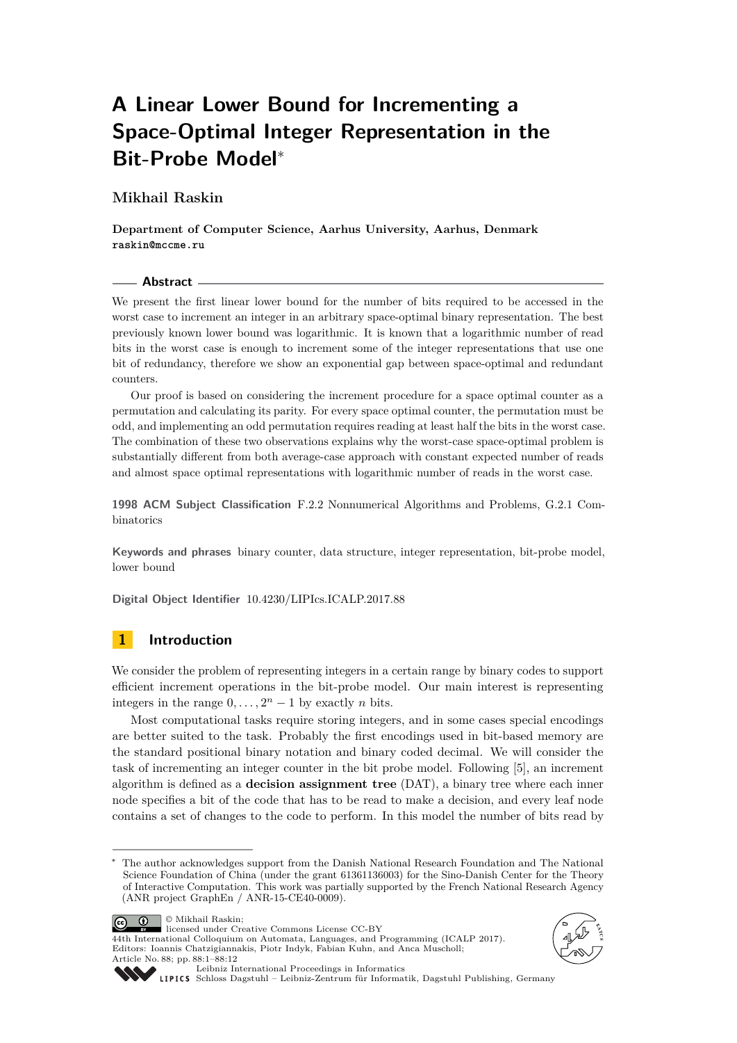# A Linear Lower Bound for Incrementing a Space-Optimal Integer Representation in the Bit-Probe Model*

**Mikhail Raskin**

**Department of Computer Science, Aarhus University, Aarhus, Denmark**
raskin@mccme.ru

## Abstract

We present the first linear lower bound for the number of bits required to be accessed in the worst case to increment an integer in an arbitrary space-optimal binary representation. The best previously known lower bound was logarithmic. It is known that a logarithmic number of read bits in the worst case is enough to increment some of the integer representations that use one bit of redundancy, therefore we show an exponential gap between space-optimal and redundant counters.

Our proof is based on considering the increment procedure for a space optimal counter as a permutation and calculating its parity. For every space optimal counter, the permutation must be odd, and implementing an odd permutation requires reading at least half the bits in the worst case. The combination of these two observations explains why the worst-case space-optimal problem is substantially different from both average-case approach with constant expected number of reads and almost space optimal representations with logarithmic number of reads in the worst case.

**1998 ACM Subject Classification** F.2.2 Nonnumerical Algorithms and Problems, G.2.1 Combinatorics

**Keywords and phrases** binary counter, data structure, integer representation, bit-probe model, lower bound

**Digital Object Identifier** 10.4230/LIPIcs.ICALP.2017.88

## 1 Introduction

We consider the problem of representing integers in a certain range by binary codes to support efficient increment operations in the bit-probe model. Our main interest is representing integers in the range $0, \ldots, 2^n - 1$ by exactly $n$ bits.

Most computational tasks require storing integers, and in some cases special encodings are better suited to the task. Probably the first encodings used in bit-based memory are the standard positional binary notation and binary coded decimal. We will consider the task of incrementing an integer counter in the bit probe model. Following [5], an increment algorithm is defined as a **decision assignment tree** (DAT), a binary tree where each inner node specifies a bit of the code that has to be read to make a decision, and every leaf node contains a set of changes to the code to perform. In this model the number of bits read by

* The author acknowledges support from the Danish National Research Foundation and The National Science Foundation of China (under the grant 61361136003) for the Sino-Danish Center for the Theory of Interactive Computation. This work was partially supported by the French National Research Agency (ANR project GraphEn / ANR-15-CE40-0009).

© Mikhail Raskin;
licensed under Creative Commons License CC-BY
44th International Colloquium on Automata, Languages, and Programming (ICALP 2017).
Editors: Ioannis Chatzigiannakis, Piotr Indyk, Fabian Kuhn, and Anca Muscholl;
Article No. 88; pp. 88:1–88:12
Leibniz International Proceedings in Informatics
Schloss Dagstuhl – Leibniz-Zentrum für Informatik, Dagstuhl Publishing, Germany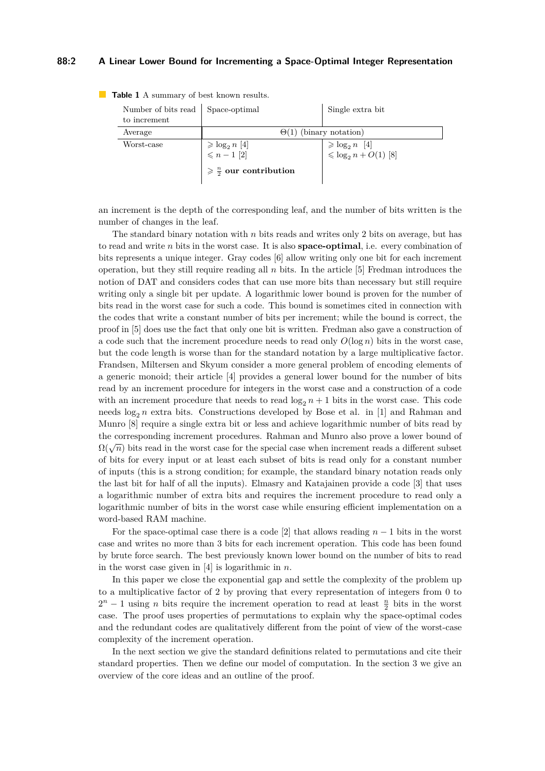**Table 1** A summary of best known results.

| Number of bits read to increment | Space-optimal | Single extra bit |
|---|---|---|
| Average | $\Theta(1)$ (binary notation) | |
| Worst-case | $\geqslant \log_2 n$ [4] <br> $\leqslant n-1$ [2] <br> $\geqslant \frac{n}{2}$ **our contribution** | $\geqslant \log_2 n$ [4] <br> $\leqslant \log_2 n + O(1)$ [8] |

an increment is the depth of the corresponding leaf, and the number of bits written is the number of changes in the leaf.

The standard binary notation with $n$ bits reads and writes only 2 bits on average, but has to read and write $n$ bits in the worst case. It is also **space-optimal**, i.e. every combination of bits represents a unique integer. Gray codes [6] allow writing only one bit for each increment operation, but they still require reading all $n$ bits. In the article [5] Fredman introduces the notion of DAT and considers codes that can use more bits than necessary but still require writing only a single bit per update. A logarithmic lower bound is proven for the number of bits read in the worst case for such a code. This bound is sometimes cited in connection with the codes that write a constant number of bits per increment; while the bound is correct, the proof in [5] does use the fact that only one bit is written. Fredman also gave a construction of a code such that the increment procedure needs to read only $O(\log n)$ bits in the worst case, but the code length is worse than for the standard notation by a large multiplicative factor. Frandsen, Miltersen and Skyum consider a more general problem of encoding elements of a generic monoid; their article [4] provides a general lower bound for the number of bits read by an increment procedure for integers in the worst case and a construction of a code with an increment procedure that needs to read $\log_2 n + 1$ bits in the worst case. This code needs $\log_2 n$ extra bits. Constructions developed by Bose et al. in [1] and Rahman and Munro [8] require a single extra bit or less and achieve logarithmic number of bits read by the corresponding increment procedures. Rahman and Munro also prove a lower bound of $\Omega(\sqrt{n})$ bits read in the worst case for the special case when increment reads a different subset of bits for every input or at least each subset of bits is read only for a constant number of inputs (this is a strong condition; for example, the standard binary notation reads only the last bit for half of all the inputs). Elmasry and Katajainen provide a code [3] that uses a logarithmic number of extra bits and requires the increment procedure to read only a logarithmic number of bits in the worst case while ensuring efficient implementation on a word-based RAM machine.

For the space-optimal case there is a code [2] that allows reading $n-1$ bits in the worst case and writes no more than 3 bits for each increment operation. This code has been found by brute force search. The best previously known lower bound on the number of bits to read in the worst case given in [4] is logarithmic in $n$.

In this paper we close the exponential gap and settle the complexity of the problem up to a multiplicative factor of 2 by proving that every representation of integers from 0 to $2^n - 1$ using $n$ bits require the increment operation to read at least $\frac{n}{2}$ bits in the worst case. The proof uses properties of permutations to explain why the space-optimal codes and the redundant codes are qualitatively different from the point of view of the worst-case complexity of the increment operation.

In the next section we give the standard definitions related to permutations and cite their standard properties. Then we define our model of computation. In the section 3 we give an overview of the core ideas and an outline of the proof.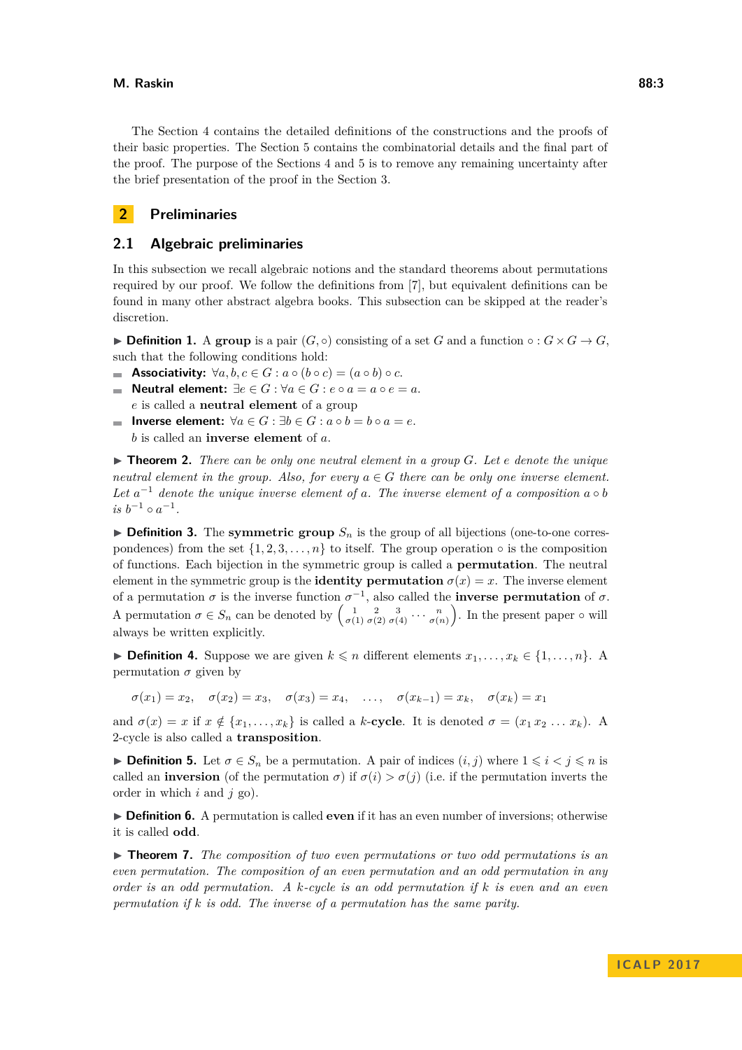The Section 4 contains the detailed definitions of the constructions and the proofs of their basic properties. The Section 5 contains the combinatorial details and the final part of the proof. The purpose of the Sections 4 and 5 is to remove any remaining uncertainty after the brief presentation of the proof in the Section 3.

## 2 Preliminaries

### 2.1 Algebraic preliminaries

In this subsection we recall algebraic notions and the standard theorems about permutations required by our proof. We follow the definitions from [7], but equivalent definitions can be found in many other abstract algebra books. This subsection can be skipped at the reader's discretion.

▶ **Definition 1.** A **group** is a pair $(G, \circ)$ consisting of a set $G$ and a function $\circ : G \times G \to G$, such that the following conditions hold:

- **Associativity:** $\forall a, b, c \in G : a \circ (b \circ c) = (a \circ b) \circ c$.
- **Neutral element:** $\exists e \in G : \forall a \in G : e \circ a = a \circ e = a$.
  $e$ is called a **neutral element** of a group
- **Inverse element:** $\forall a \in G : \exists b \in G : a \circ b = b \circ a = e$.
  $b$ is called an **inverse element** of $a$.

▶ **Theorem 2.** *There can be only one neutral element in a group $G$. Let $e$ denote the unique neutral element in the group. Also, for every $a \in G$ there can be only one inverse element. Let $a^{-1}$ denote the unique inverse element of $a$. The inverse element of a composition $a \circ b$ is $b^{-1} \circ a^{-1}$.*

▶ **Definition 3.** The **symmetric group** $S_n$ is the group of all bijections (one-to-one correspondences) from the set $\{1, 2, 3, \ldots, n\}$ to itself. The group operation $\circ$ is the composition of functions. Each bijection in the symmetric group is called a **permutation**. The neutral element in the symmetric group is the **identity permutation** $\sigma(x) = x$. The inverse element of a permutation $\sigma$ is the inverse function $\sigma^{-1}$, also called the **inverse permutation** of $\sigma$. A permutation $\sigma \in S_n$ can be denoted by $\begin{pmatrix} 1 & 2 & 3 & \cdots & n \\ \sigma(1) & \sigma(2) & \sigma(4) & & \sigma(n) \end{pmatrix}$. In the present paper $\circ$ will always be written explicitly.

▶ **Definition 4.** Suppose we are given $k \leqslant n$ different elements $x_1, \ldots, x_k \in \{1, \ldots, n\}$. A permutation $\sigma$ given by

$$\sigma(x_1) = x_2, \quad \sigma(x_2) = x_3, \quad \sigma(x_3) = x_4, \quad \ldots, \quad \sigma(x_{k-1}) = x_k, \quad \sigma(x_k) = x_1$$

and $\sigma(x) = x$ if $x \notin \{x_1, \ldots, x_k\}$ is called a $k$**-cycle**. It is denoted $\sigma = (x_1\, x_2\, \ldots\, x_k)$. A 2-cycle is also called a **transposition**.

▶ **Definition 5.** Let $\sigma \in S_n$ be a permutation. A pair of indices $(i, j)$ where $1 \leqslant i < j \leqslant n$ is called an **inversion** (of the permutation $\sigma$) if $\sigma(i) > \sigma(j)$ (i.e. if the permutation inverts the order in which $i$ and $j$ go).

▶ **Definition 6.** A permutation is called **even** if it has an even number of inversions; otherwise it is called **odd**.

▶ **Theorem 7.** *The composition of two even permutations or two odd permutations is an even permutation. The composition of an even permutation and an odd permutation in any order is an odd permutation. A $k$-cycle is an odd permutation if $k$ is even and an even permutation if $k$ is odd. The inverse of a permutation has the same parity.*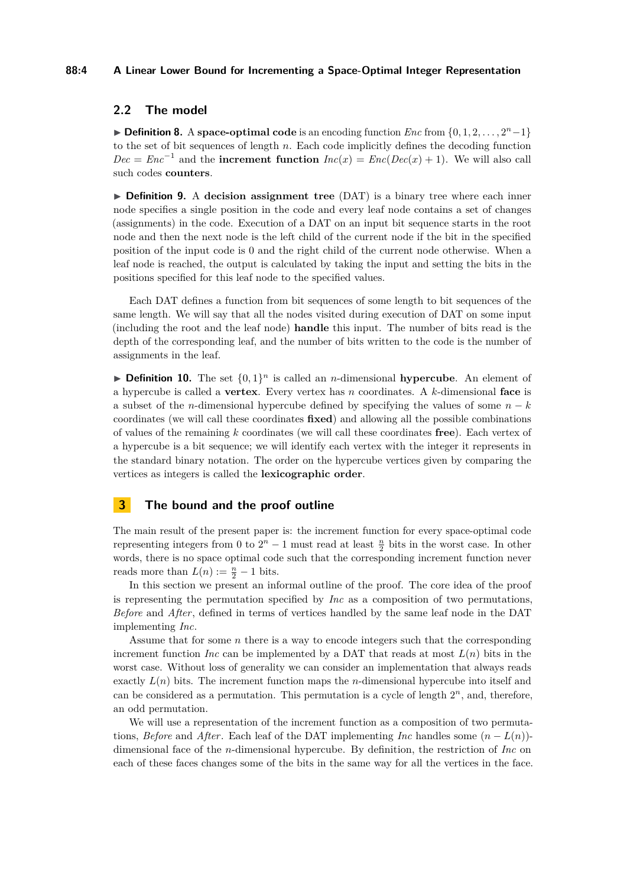## 2.2 The model

▶ **Definition 8.** A **space-optimal code** is an encoding function *Enc* from $\{0, 1, 2, \ldots, 2^n - 1\}$ to the set of bit sequences of length $n$. Each code implicitly defines the decoding function $Dec = Enc^{-1}$ and the **increment function** $Inc(x) = Enc(Dec(x) + 1)$. We will also call such codes **counters**.

▶ **Definition 9.** A **decision assignment tree** (DAT) is a binary tree where each inner node specifies a single position in the code and every leaf node contains a set of changes (assignments) in the code. Execution of a DAT on an input bit sequence starts in the root node and then the next node is the left child of the current node if the bit in the specified position of the input code is 0 and the right child of the current node otherwise. When a leaf node is reached, the output is calculated by taking the input and setting the bits in the positions specified for this leaf node to the specified values.

Each DAT defines a function from bit sequences of some length to bit sequences of the same length. We will say that all the nodes visited during execution of DAT on some input (including the root and the leaf node) **handle** this input. The number of bits read is the depth of the corresponding leaf, and the number of bits written to the code is the number of assignments in the leaf.

▶ **Definition 10.** The set $\{0, 1\}^n$ is called an $n$-dimensional **hypercube**. An element of a hypercube is called a **vertex**. Every vertex has $n$ coordinates. A $k$-dimensional **face** is a subset of the $n$-dimensional hypercube defined by specifying the values of some $n - k$ coordinates (we will call these coordinates **fixed**) and allowing all the possible combinations of values of the remaining $k$ coordinates (we will call these coordinates **free**). Each vertex of a hypercube is a bit sequence; we will identify each vertex with the integer it represents in the standard binary notation. The order on the hypercube vertices given by comparing the vertices as integers is called the **lexicographic order**.

# 3 The bound and the proof outline

The main result of the present paper is: the increment function for every space-optimal code representing integers from 0 to $2^n - 1$ must read at least $\frac{n}{2}$ bits in the worst case. In other words, there is no space optimal code such that the corresponding increment function never reads more than $L(n) := \frac{n}{2} - 1$ bits.

In this section we present an informal outline of the proof. The core idea of the proof is representing the permutation specified by *Inc* as a composition of two permutations, *Before* and *After*, defined in terms of vertices handled by the same leaf node in the DAT implementing *Inc*.

Assume that for some $n$ there is a way to encode integers such that the corresponding increment function *Inc* can be implemented by a DAT that reads at most $L(n)$ bits in the worst case. Without loss of generality we can consider an implementation that always reads exactly $L(n)$ bits. The increment function maps the $n$-dimensional hypercube into itself and can be considered as a permutation. This permutation is a cycle of length $2^n$, and, therefore, an odd permutation.

We will use a representation of the increment function as a composition of two permutations, *Before* and *After*. Each leaf of the DAT implementing *Inc* handles some $(n - L(n))$-dimensional face of the $n$-dimensional hypercube. By definition, the restriction of *Inc* on each of these faces changes some of the bits in the same way for all the vertices in the face.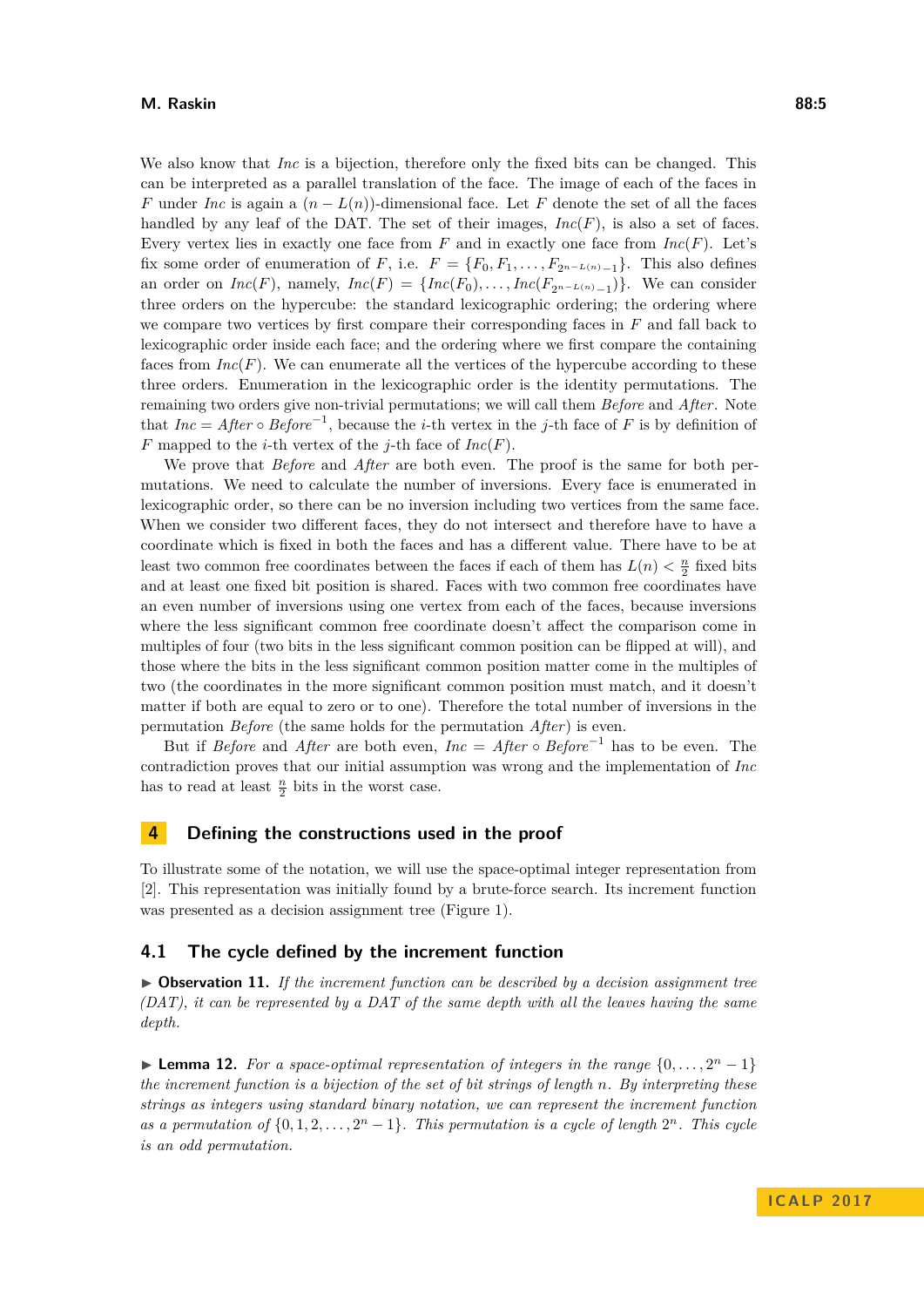We also know that *Inc* is a bijection, therefore only the fixed bits can be changed. This can be interpreted as a parallel translation of the face. The image of each of the faces in $F$ under *Inc* is again a $(n - L(n))$-dimensional face. Let $F$ denote the set of all the faces handled by any leaf of the DAT. The set of their images, $Inc(F)$, is also a set of faces. Every vertex lies in exactly one face from $F$ and in exactly one face from $Inc(F)$. Let's fix some order of enumeration of $F$, i.e. $F = \{F_0, F_1, \ldots, F_{2^{n-L(n)}-1}\}$. This also defines an order on $Inc(F)$, namely, $Inc(F) = \{Inc(F_0), \ldots, Inc(F_{2^{n-L(n)}-1})\}$. We can consider three orders on the hypercube: the standard lexicographic ordering; the ordering where we compare two vertices by first compare their corresponding faces in $F$ and fall back to lexicographic order inside each face; and the ordering where we first compare the containing faces from $Inc(F)$. We can enumerate all the vertices of the hypercube according to these three orders. Enumeration in the lexicographic order is the identity permutations. The remaining two orders give non-trivial permutations; we will call them *Before* and *After*. Note that $Inc = After \circ Before^{-1}$, because the $i$-th vertex in the $j$-th face of $F$ is by definition of $F$ mapped to the $i$-th vertex of the $j$-th face of $Inc(F)$.

We prove that *Before* and *After* are both even. The proof is the same for both permutations. We need to calculate the number of inversions. Every face is enumerated in lexicographic order, so there can be no inversion including two vertices from the same face. When we consider two different faces, they do not intersect and therefore have to have a coordinate which is fixed in both the faces and has a different value. There have to be at least two common free coordinates between the faces if each of them has $L(n) < \frac{n}{2}$ fixed bits and at least one fixed bit position is shared. Faces with two common free coordinates have an even number of inversions using one vertex from each of the faces, because inversions where the less significant common free coordinate doesn't affect the comparison come in multiples of four (two bits in the less significant common position can be flipped at will), and those where the bits in the less significant common position matter come in the multiples of two (the coordinates in the more significant common position must match, and it doesn't matter if both are equal to zero or to one). Therefore the total number of inversions in the permutation *Before* (the same holds for the permutation *After*) is even.

But if *Before* and *After* are both even, $Inc = After \circ Before^{-1}$ has to be even. The contradiction proves that our initial assumption was wrong and the implementation of *Inc* has to read at least $\frac{n}{2}$ bits in the worst case.

## 4 Defining the constructions used in the proof

To illustrate some of the notation, we will use the space-optimal integer representation from [2]. This representation was initially found by a brute-force search. Its increment function was presented as a decision assignment tree (Figure 1).

### 4.1 The cycle defined by the increment function

▶ **Observation 11.** *If the increment function can be described by a decision assignment tree (DAT), it can be represented by a DAT of the same depth with all the leaves having the same depth.*

▶ **Lemma 12.** *For a space-optimal representation of integers in the range $\{0, \ldots, 2^n - 1\}$ the increment function is a bijection of the set of bit strings of length $n$. By interpreting these strings as integers using standard binary notation, we can represent the increment function as a permutation of $\{0, 1, 2, \ldots, 2^n - 1\}$. This permutation is a cycle of length $2^n$. This cycle is an odd permutation.*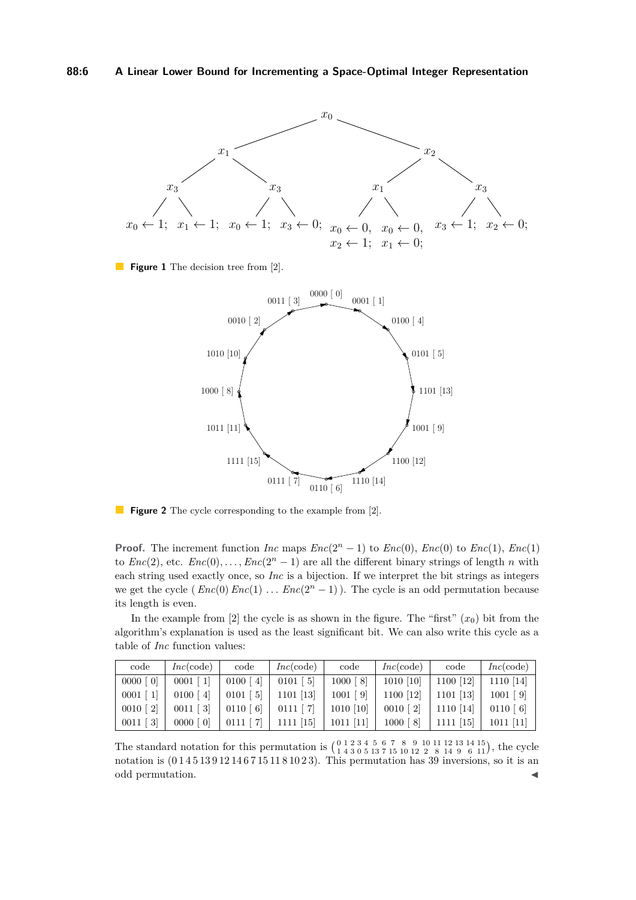**Figure 1** The decision tree from [2].

**Figure 2** The cycle corresponding to the example from [2].

**Proof.** The increment function *Inc* maps $Enc(2^n - 1)$ to $Enc(0)$, $Enc(0)$ to $Enc(1)$, $Enc(1)$ to $Enc(2)$, etc. $Enc(0), \ldots, Enc(2^n - 1)$ are all the different binary strings of length $n$ with each string used exactly once, so *Inc* is a bijection. If we interpret the bit strings as integers we get the cycle $(\,Enc(0)\, Enc(1)\, \ldots\, Enc(2^n - 1)\,)$. The cycle is an odd permutation because its length is even.

In the example from [2] the cycle is as shown in the figure. The "first" ($x_0$) bit from the algorithm's explanation is used as the least significant bit. We can also write this cycle as a table of *Inc* function values:

| code | *Inc*(code) | code | *Inc*(code) | code | *Inc*(code) | code | *Inc*(code) |
|---|---|---|---|---|---|---|---|
| 0000 [ 0] | 0001 [ 1] | 0100 [ 4] | 0101 [ 5] | 1000 [ 8] | 1010 [10] | 1100 [12] | 1110 [14] |
| 0001 [ 1] | 0100 [ 4] | 0101 [ 5] | 1101 [13] | 1001 [ 9] | 1100 [12] | 1101 [13] | 1001 [ 9] |
| 0010 [ 2] | 0011 [ 3] | 0110 [ 6] | 0111 [ 7] | 1010 [10] | 0010 [ 2] | 1110 [14] | 0110 [ 6] |
| 0011 [ 3] | 0000 [ 0] | 0111 [ 7] | 1111 [15] | 1011 [11] | 1000 [ 8] | 1111 [15] | 1011 [11] |

The standard notation for this permutation is $\left(\begin{smallmatrix} 0 & 1 & 2 & 3 & 4 & 5 & 6 & 7 & 8 & 9 & 10 & 11 & 12 & 13 & 14 & 15 \\ 1 & 4 & 3 & 0 & 5 & 13 & 7 & 15 & 10 & 12 & 2 & 8 & 14 & 9 & 6 & 11 \end{smallmatrix}\right)$, the cycle notation is $(0\,1\,4\,5\,13\,9\,12\,14\,6\,7\,15\,11\,8\,10\,2\,3)$. This permutation has 39 inversions, so it is an odd permutation. ◀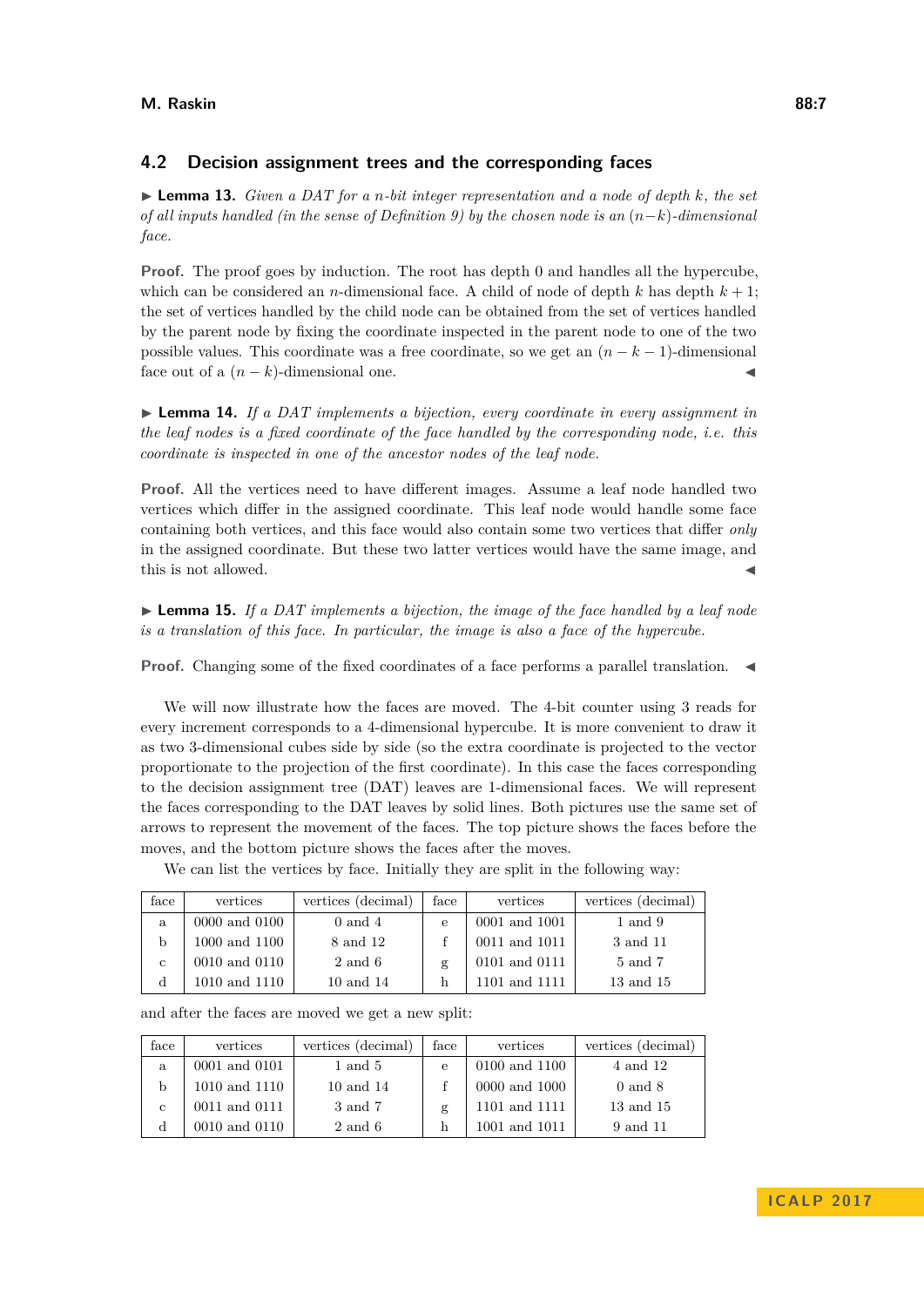## 4.2 Decision assignment trees and the corresponding faces

▶ **Lemma 13.** *Given a DAT for a $n$-bit integer representation and a node of depth $k$, the set of all inputs handled (in the sense of Definition 9) by the chosen node is an $(n-k)$-dimensional face.*

**Proof.** The proof goes by induction. The root has depth 0 and handles all the hypercube, which can be considered an $n$-dimensional face. A child of node of depth $k$ has depth $k+1$; the set of vertices handled by the child node can be obtained from the set of vertices handled by the parent node by fixing the coordinate inspected in the parent node to one of the two possible values. This coordinate was a free coordinate, so we get an $(n-k-1)$-dimensional face out of a $(n-k)$-dimensional one. ◀

▶ **Lemma 14.** *If a DAT implements a bijection, every coordinate in every assignment in the leaf nodes is a fixed coordinate of the face handled by the corresponding node, i.e. this coordinate is inspected in one of the ancestor nodes of the leaf node.*

**Proof.** All the vertices need to have different images. Assume a leaf node handled two vertices which differ in the assigned coordinate. This leaf node would handle some face containing both vertices, and this face would also contain some two vertices that differ *only* in the assigned coordinate. But these two latter vertices would have the same image, and this is not allowed. ◀

▶ **Lemma 15.** *If a DAT implements a bijection, the image of the face handled by a leaf node is a translation of this face. In particular, the image is also a face of the hypercube.*

**Proof.** Changing some of the fixed coordinates of a face performs a parallel translation. ◀

We will now illustrate how the faces are moved. The 4-bit counter using 3 reads for every increment corresponds to a 4-dimensional hypercube. It is more convenient to draw it as two 3-dimensional cubes side by side (so the extra coordinate is projected to the vector proportionate to the projection of the first coordinate). In this case the faces corresponding to the decision assignment tree (DAT) leaves are 1-dimensional faces. We will represent the faces corresponding to the DAT leaves by solid lines. Both pictures use the same set of arrows to represent the movement of the faces. The top picture shows the faces before the moves, and the bottom picture shows the faces after the moves.

We can list the vertices by face. Initially they are split in the following way:

| face | vertices | vertices (decimal) | face | vertices | vertices (decimal) |
|---|---|---|---|---|---|
| a | 0000 and 0100 | 0 and 4 | e | 0001 and 1001 | 1 and 9 |
| b | 1000 and 1100 | 8 and 12 | f | 0011 and 1011 | 3 and 11 |
| c | 0010 and 0110 | 2 and 6 | g | 0101 and 0111 | 5 and 7 |
| d | 1010 and 1110 | 10 and 14 | h | 1101 and 1111 | 13 and 15 |

and after the faces are moved we get a new split:

| face | vertices | vertices (decimal) | face | vertices | vertices (decimal) |
|---|---|---|---|---|---|
| a | 0001 and 0101 | 1 and 5 | e | 0100 and 1100 | 4 and 12 |
| b | 1010 and 1110 | 10 and 14 | f | 0000 and 1000 | 0 and 8 |
| c | 0011 and 0111 | 3 and 7 | g | 1101 and 1111 | 13 and 15 |
| d | 0010 and 0110 | 2 and 6 | h | 1001 and 1011 | 9 and 11 |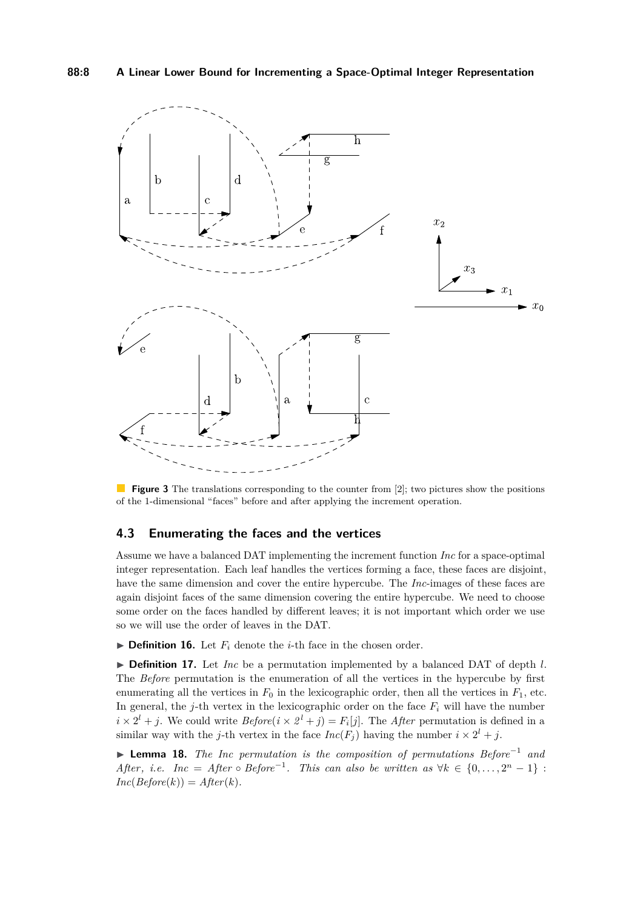**Figure 3** The translations corresponding to the counter from [2]; two pictures show the positions of the 1-dimensional "faces" before and after applying the increment operation.

### 4.3 Enumerating the faces and the vertices

Assume we have a balanced DAT implementing the increment function *Inc* for a space-optimal integer representation. Each leaf handles the vertices forming a face, these faces are disjoint, have the same dimension and cover the entire hypercube. The *Inc*-images of these faces are again disjoint faces of the same dimension covering the entire hypercube. We need to choose some order on the faces handled by different leaves; it is not important which order we use so we will use the order of leaves in the DAT.

▶ **Definition 16.** Let $F_i$ denote the $i$-th face in the chosen order.

▶ **Definition 17.** Let *Inc* be a permutation implemented by a balanced DAT of depth $l$. The *Before* permutation is the enumeration of all the vertices in the hypercube by first enumerating all the vertices in $F_0$ in the lexicographic order, then all the vertices in $F_1$, etc. In general, the $j$-th vertex in the lexicographic order on the face $F_i$ will have the number $i \times 2^l + j$. We could write $Before(i \times 2^l + j) = F_i[j]$. The *After* permutation is defined in a similar way with the $j$-th vertex in the face $Inc(F_j)$ having the number $i \times 2^l + j$.

▶ **Lemma 18.** *The Inc permutation is the composition of permutations* $Before^{-1}$ *and After, i.e.* $Inc = After \circ Before^{-1}$*. This can also be written as* $\forall k \in \{0, \ldots, 2^n - 1\}$ : $Inc(Before(k)) = After(k)$*.*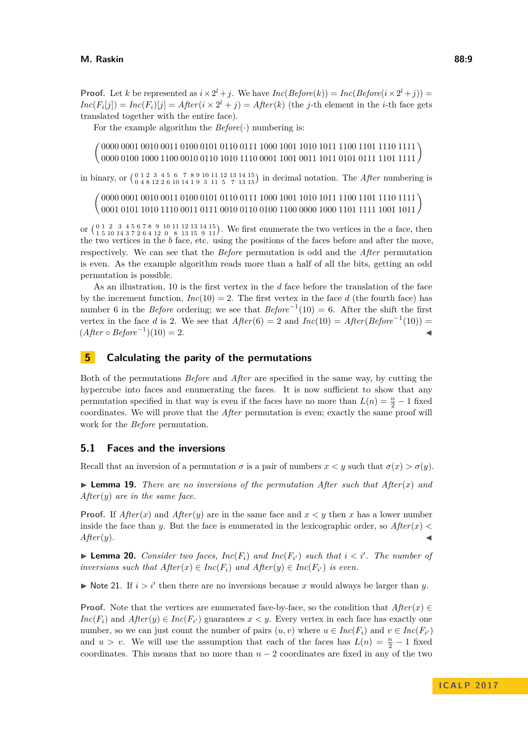**Proof.** Let $k$ be represented as $i \times 2^l + j$. We have $Inc(Before(k)) = Inc(Before(i \times 2^l + j)) = Inc(F_i[j]) = Inc(F_i)[j] = After(i \times 2^l + j) = After(k)$ (the $j$-th element in the $i$-th face gets translated together with the entire face).

For the example algorithm the $Before(\cdot)$ numbering is:

$$\begin{pmatrix} 0000 & 0001 & 0010 & 0011 & 0100 & 0101 & 0110 & 0111 & 1000 & 1001 & 1010 & 1011 & 1100 & 1101 & 1110 & 1111 \\ 0000 & 0100 & 1000 & 1100 & 0010 & 0110 & 1010 & 1110 & 0001 & 1001 & 0011 & 1011 & 0101 & 0111 & 1101 & 1111 \end{pmatrix}$$

in binary, or $\left(\begin{smallmatrix} 0 & 1 & 2 & 3 & 4 & 5 & 6 & 7 & 8 & 9 & 10 & 11 & 12 & 13 & 14 & 15 \\ 0 & 4 & 8 & 12 & 2 & 6 & 10 & 14 & 1 & 9 & 3 & 11 & 5 & 7 & 13 & 15 \end{smallmatrix}\right)$ in decimal notation. The $After$ numbering is

$$\begin{pmatrix} 0000 & 0001 & 0010 & 0011 & 0100 & 0101 & 0110 & 0111 & 1000 & 1001 & 1010 & 1011 & 1100 & 1101 & 1110 & 1111 \\ 0001 & 0101 & 1010 & 1110 & 0011 & 0111 & 0010 & 0110 & 0100 & 1100 & 0000 & 1000 & 1101 & 1111 & 1001 & 1011 \end{pmatrix}$$

or $\left(\begin{smallmatrix} 0 & 1 & 2 & 3 & 4 & 5 & 6 & 7 & 8 & 9 & 10 & 11 & 12 & 13 & 14 & 15 \\ 1 & 5 & 10 & 14 & 3 & 7 & 2 & 6 & 4 & 12 & 0 & 8 & 13 & 15 & 9 & 11 \end{smallmatrix}\right)$. We first enumerate the two vertices in the $a$ face, then the two vertices in the $b$ face, etc. using the positions of the faces before and after the move, respectively. We can see that the $Before$ permutation is odd and the $After$ permutation is even. As the example algorithm reads more than a half of all the bits, getting an odd permutation is possible.

As an illustration, 10 is the first vertex in the $d$ face before the translation of the face by the increment function, $Inc(10) = 2$. The first vertex in the face $d$ (the fourth face) has number 6 in the $Before$ ordering; we see that $Before^{-1}(10) = 6$. After the shift the first vertex in the face $d$ is 2. We see that $After(6) = 2$ and $Inc(10) = After(Before^{-1}(10)) = (After \circ Before^{-1})(10) = 2$. ◀

# 5 Calculating the parity of the permutations

Both the permutations $Before$ and $After$ are specified in the same way, by cutting the hypercube into faces and enumerating the faces. It is now sufficient to show that any permutation specified in that way is even if the faces have no more than $L(n) = \frac{n}{2} - 1$ fixed coordinates. We will prove that the $After$ permutation is even; exactly the same proof will work for the $Before$ permutation.

## 5.1 Faces and the inversions

Recall that an inversion of a permutation $\sigma$ is a pair of numbers $x < y$ such that $\sigma(x) > \sigma(y)$.

▶ **Lemma 19.** *There are no inversions of the permutation $After$ such that $After(x)$ and $After(y)$ are in the same face.*

**Proof.** If $After(x)$ and $After(y)$ are in the same face and $x < y$ then $x$ has a lower number inside the face than $y$. But the face is enumerated in the lexicographic order, so $After(x) < After(y)$. ◀

▶ **Lemma 20.** *Consider two faces, $Inc(F_i)$ and $Inc(F_{i'})$ such that $i < i'$. The number of inversions such that $After(x) \in Inc(F_i)$ and $After(y) \in Inc(F_{i'})$ is even.*

▶ Note 21. If $i > i'$ then there are no inversions because $x$ would always be larger than $y$.

**Proof.** Note that the vertices are enumerated face-by-face, so the condition that $After(x) \in Inc(F_i)$ and $After(y) \in Inc(F_{i'})$ guarantees $x < y$. Every vertex in each face has exactly one number, so we can just count the number of pairs $(u, v)$ where $u \in Inc(F_i)$ and $v \in Inc(F_{i'})$ and $u > v$. We will use the assumption that each of the faces has $L(n) = \frac{n}{2} - 1$ fixed coordinates. This means that no more than $n - 2$ coordinates are fixed in any of the two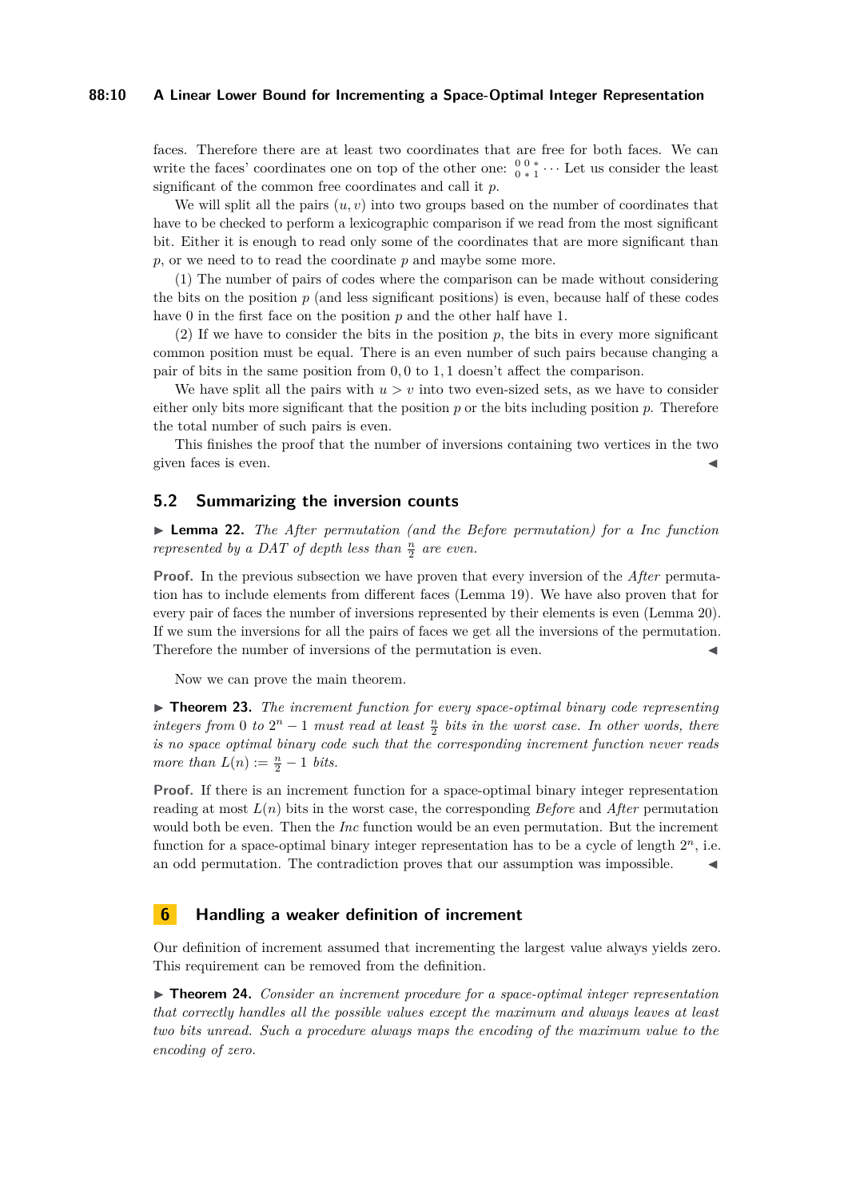faces. Therefore there are at least two coordinates that are free for both faces. We can write the faces' coordinates one on top of the other one: $\begin{smallmatrix} 0 & 0 & * \\ 0 & * & 1 \end{smallmatrix} \cdots$ Let us consider the least significant of the common free coordinates and call it $p$.

We will split all the pairs $(u, v)$ into two groups based on the number of coordinates that have to be checked to perform a lexicographic comparison if we read from the most significant bit. Either it is enough to read only some of the coordinates that are more significant than $p$, or we need to to read the coordinate $p$ and maybe some more.

(1) The number of pairs of codes where the comparison can be made without considering the bits on the position $p$ (and less significant positions) is even, because half of these codes have 0 in the first face on the position $p$ and the other half have 1.

(2) If we have to consider the bits in the position $p$, the bits in every more significant common position must be equal. There is an even number of such pairs because changing a pair of bits in the same position from $0, 0$ to $1, 1$ doesn't affect the comparison.

We have split all the pairs with $u > v$ into two even-sized sets, as we have to consider either only bits more significant that the position $p$ or the bits including position $p$. Therefore the total number of such pairs is even.

This finishes the proof that the number of inversions containing two vertices in the two given faces is even. ◀

## 5.2 Summarizing the inversion counts

▶ **Lemma 22.** *The After permutation (and the Before permutation) for a Inc function represented by a DAT of depth less than $\frac{n}{2}$ are even.*

**Proof.** In the previous subsection we have proven that every inversion of the *After* permutation has to include elements from different faces (Lemma 19). We have also proven that for every pair of faces the number of inversions represented by their elements is even (Lemma 20). If we sum the inversions for all the pairs of faces we get all the inversions of the permutation. Therefore the number of inversions of the permutation is even. ◀

Now we can prove the main theorem.

▶ **Theorem 23.** *The increment function for every space-optimal binary code representing integers from 0 to $2^n - 1$ must read at least $\frac{n}{2}$ bits in the worst case. In other words, there is no space optimal binary code such that the corresponding increment function never reads more than $L(n) := \frac{n}{2} - 1$ bits.*

**Proof.** If there is an increment function for a space-optimal binary integer representation reading at most $L(n)$ bits in the worst case, the corresponding *Before* and *After* permutation would both be even. Then the *Inc* function would be an even permutation. But the increment function for a space-optimal binary integer representation has to be a cycle of length $2^n$, i.e. an odd permutation. The contradiction proves that our assumption was impossible. ◀

# 6 Handling a weaker definition of increment

Our definition of increment assumed that incrementing the largest value always yields zero. This requirement can be removed from the definition.

▶ **Theorem 24.** *Consider an increment procedure for a space-optimal integer representation that correctly handles all the possible values except the maximum and always leaves at least two bits unread. Such a procedure always maps the encoding of the maximum value to the encoding of zero.*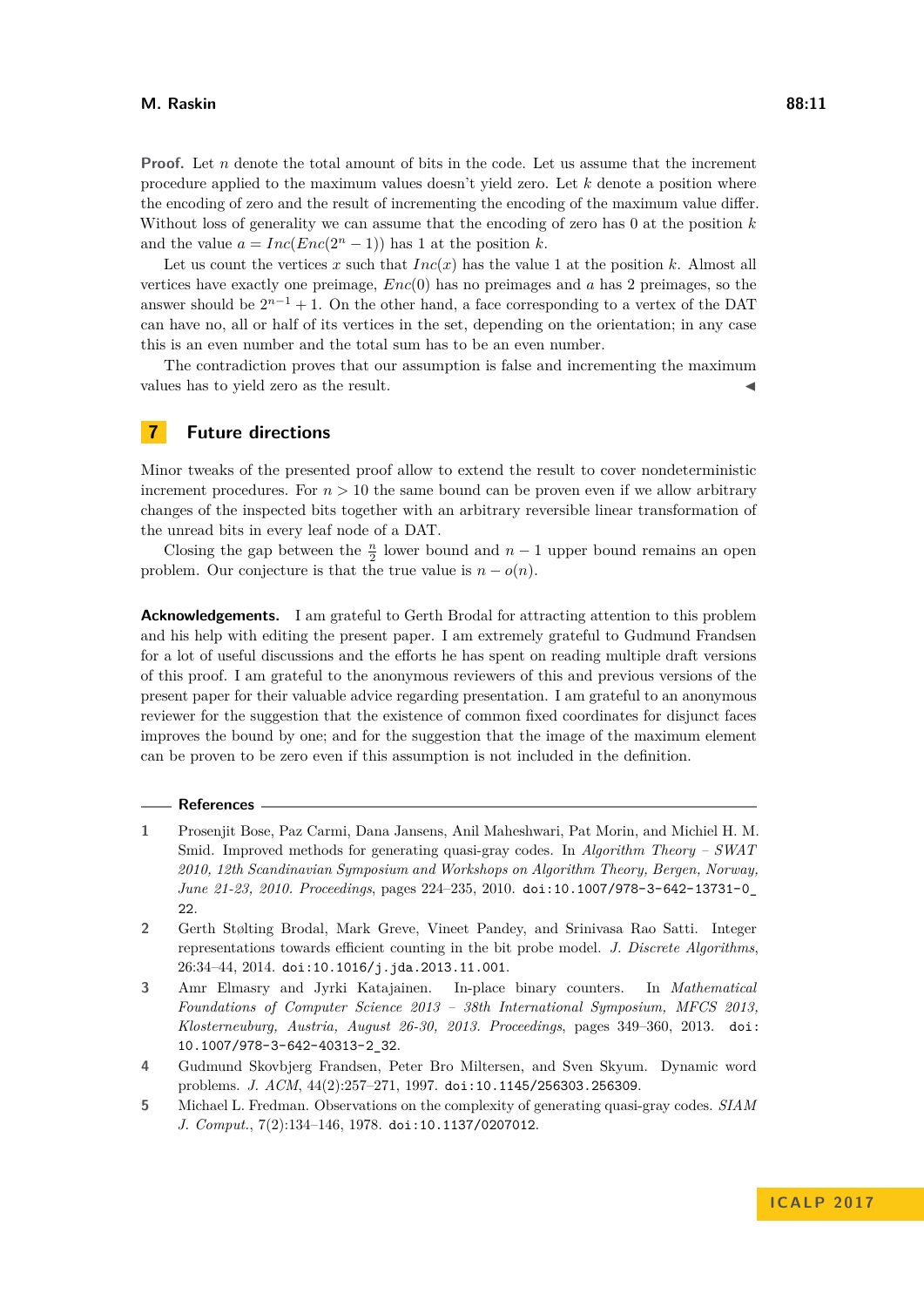**Proof.** Let $n$ denote the total amount of bits in the code. Let us assume that the increment procedure applied to the maximum values doesn't yield zero. Let $k$ denote a position where the encoding of zero and the result of incrementing the encoding of the maximum value differ. Without loss of generality we can assume that the encoding of zero has 0 at the position $k$ and the value $a = Inc(Enc(2^n - 1))$ has 1 at the position $k$.

Let us count the vertices $x$ such that $Inc(x)$ has the value 1 at the position $k$. Almost all vertices have exactly one preimage, $Enc(0)$ has no preimages and $a$ has 2 preimages, so the answer should be $2^{n-1} + 1$. On the other hand, a face corresponding to a vertex of the DAT can have no, all or half of its vertices in the set, depending on the orientation; in any case this is an even number and the total sum has to be an even number.

The contradiction proves that our assumption is false and incrementing the maximum values has to yield zero as the result. ◀

## 7 Future directions

Minor tweaks of the presented proof allow to extend the result to cover nondeterministic increment procedures. For $n > 10$ the same bound can be proven even if we allow arbitrary changes of the inspected bits together with an arbitrary reversible linear transformation of the unread bits in every leaf node of a DAT.

Closing the gap between the $\frac{n}{2}$ lower bound and $n - 1$ upper bound remains an open problem. Our conjecture is that the true value is $n - o(n)$.

**Acknowledgements.** I am grateful to Gerth Brodal for attracting attention to this problem and his help with editing the present paper. I am extremely grateful to Gudmund Frandsen for a lot of useful discussions and the efforts he has spent on reading multiple draft versions of this proof. I am grateful to the anonymous reviewers of this and previous versions of the present paper for their valuable advice regarding presentation. I am grateful to an anonymous reviewer for the suggestion that the existence of common fixed coordinates for disjunct faces improves the bound by one; and for the suggestion that the image of the maximum element can be proven to be zero even if this assumption is not included in the definition.

## References

1. Prosenjit Bose, Paz Carmi, Dana Jansens, Anil Maheshwari, Pat Morin, and Michiel H. M. Smid. Improved methods for generating quasi-gray codes. In *Algorithm Theory – SWAT 2010, 12th Scandinavian Symposium and Workshops on Algorithm Theory, Bergen, Norway, June 21-23, 2010. Proceedings*, pages 224–235, 2010. doi:10.1007/978-3-642-13731-0_22.
2. Gerth Stølting Brodal, Mark Greve, Vineet Pandey, and Srinivasa Rao Satti. Integer representations towards efficient counting in the bit probe model. *J. Discrete Algorithms*, 26:34–44, 2014. doi:10.1016/j.jda.2013.11.001.
3. Amr Elmasry and Jyrki Katajainen. In-place binary counters. In *Mathematical Foundations of Computer Science 2013 – 38th International Symposium, MFCS 2013, Klosterneuburg, Austria, August 26-30, 2013. Proceedings*, pages 349–360, 2013. doi:10.1007/978-3-642-40313-2_32.
4. Gudmund Skovbjerg Frandsen, Peter Bro Miltersen, and Sven Skyum. Dynamic word problems. *J. ACM*, 44(2):257–271, 1997. doi:10.1145/256303.256309.
5. Michael L. Fredman. Observations on the complexity of generating quasi-gray codes. *SIAM J. Comput.*, 7(2):134–146, 1978. doi:10.1137/0207012.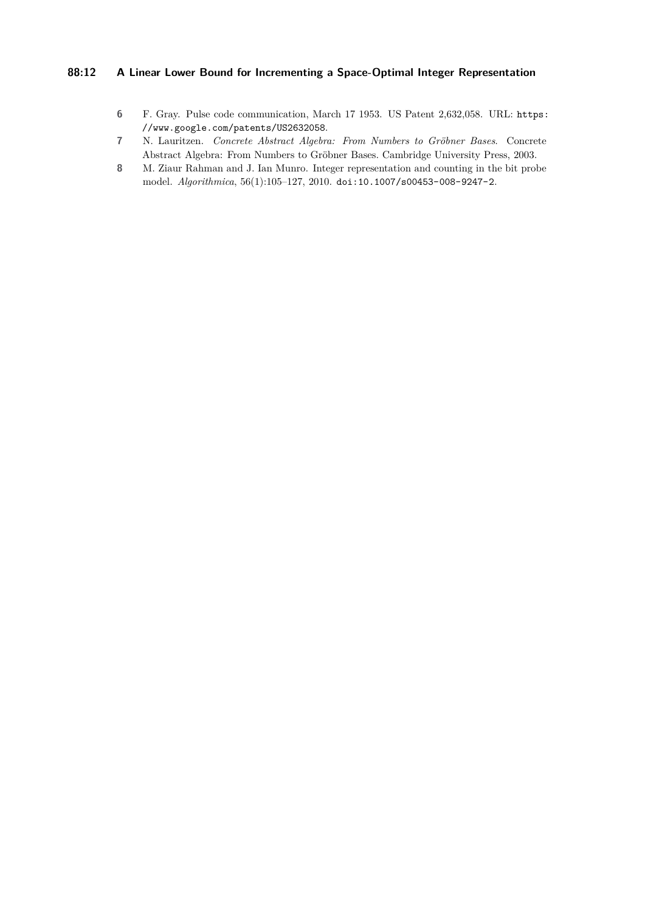6 F. Gray. Pulse code communication, March 17 1953. US Patent 2,632,058. URL: https://www.google.com/patents/US2632058.

7 N. Lauritzen. *Concrete Abstract Algebra: From Numbers to Gröbner Bases*. Concrete Abstract Algebra: From Numbers to Gröbner Bases. Cambridge University Press, 2003.

8 M. Ziaur Rahman and J. Ian Munro. Integer representation and counting in the bit probe model. *Algorithmica*, 56(1):105–127, 2010. doi:10.1007/s00453-008-9247-2.